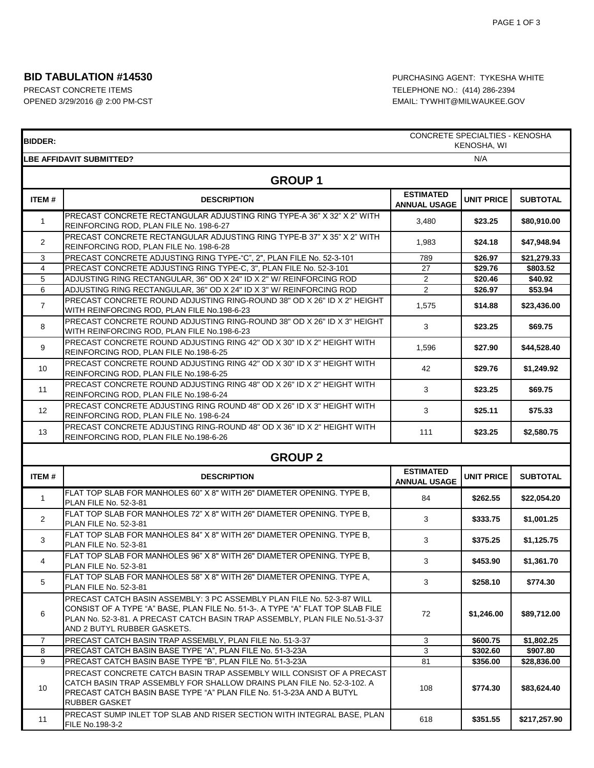**BID TABULATION #14530**

PRECAST CONCRETE ITEMS
OPENED 3/29/2016 @ 2:00 PM-CST

PURCHASING AGENT: TYKESHA WHITE
TELEPHONE NO.: (414) 286-2394
EMAIL: TYWHIT@MILWAUKEE.GOV

| BIDDER: | | CONCRETE SPECIALTIES - KENOSHA KENOSHA, WI | | |
|---|---|---|---|---|
| **LBE AFFIDAVIT SUBMITTED?** | | N/A | | |

## GROUP 1

| ITEM # | DESCRIPTION | ESTIMATED ANNUAL USAGE | UNIT PRICE | SUBTOTAL |
|---|---|---|---|---|
| 1 | PRECAST CONCRETE RECTANGULAR ADJUSTING RING TYPE-A 36" X 32" X 2" WITH REINFORCING ROD, PLAN FILE No. 198-6-27 | 3,480 | **$23.25** | **$80,910.00** |
| 2 | PRECAST CONCRETE RECTANGULAR ADJUSTING RING TYPE-B 37" X 35" X 2" WITH REINFORCING ROD, PLAN FILE No. 198-6-28 | 1,983 | **$24.18** | **$47,948.94** |
| 3 | PRECAST CONCRETE ADJUSTING RING TYPE-"C", 2", PLAN FILE No. 52-3-101 | 789 | **$26.97** | **$21,279.33** |
| 4 | PRECAST CONCRETE ADJUSTING RING TYPE-C, 3", PLAN FILE No. 52-3-101 | 27 | **$29.76** | **$803.52** |
| 5 | ADJUSTING RING RECTANGULAR, 36" OD X 24" ID X 2" W/ REINFORCING ROD | 2 | **$20.46** | **$40.92** |
| 6 | ADJUSTING RING RECTANGULAR, 36" OD X 24" ID X 3" W/ REINFORCING ROD | 2 | **$26.97** | **$53.94** |
| 7 | PRECAST CONCRETE ROUND ADJUSTING RING-ROUND 38" OD X 26" ID X 2" HEIGHT WITH REINFORCING ROD, PLAN FILE No.198-6-23 | 1,575 | **$14.88** | **$23,436.00** |
| 8 | PRECAST CONCRETE ROUND ADJUSTING RING-ROUND 38" OD X 26" ID X 3" HEIGHT WITH REINFORCING ROD, PLAN FILE No.198-6-23 | 3 | **$23.25** | **$69.75** |
| 9 | PRECAST CONCRETE ROUND ADJUSTING RING 42" OD X 30" ID X 2" HEIGHT WITH REINFORCING ROD, PLAN FILE No.198-6-25 | 1,596 | **$27.90** | **$44,528.40** |
| 10 | PRECAST CONCRETE ROUND ADJUSTING RING 42" OD X 30" ID X 3" HEIGHT WITH REINFORCING ROD, PLAN FILE No.198-6-25 | 42 | **$29.76** | **$1,249.92** |
| 11 | PRECAST CONCRETE ROUND ADJUSTING RING 48" OD X 26" ID X 2" HEIGHT WITH REINFORCING ROD, PLAN FILE No.198-6-24 | 3 | **$23.25** | **$69.75** |
| 12 | PRECAST CONCRETE ADJUSTING RING ROUND 48" OD X 26" ID X 3" HEIGHT WITH REINFORCING ROD, PLAN FILE No. 198-6-24 | 3 | **$25.11** | **$75.33** |
| 13 | PRECAST CONCRETE ADJUSTING RING-ROUND 48" OD X 36" ID X 2" HEIGHT WITH REINFORCING ROD, PLAN FILE No.198-6-26 | 111 | **$23.25** | **$2,580.75** |

## GROUP 2

| ITEM # | DESCRIPTION | ESTIMATED ANNUAL USAGE | UNIT PRICE | SUBTOTAL |
|---|---|---|---|---|
| 1 | FLAT TOP SLAB FOR MANHOLES 60" X 8" WITH 26" DIAMETER OPENING. TYPE B, PLAN FILE No. 52-3-81 | 84 | **$262.55** | **$22,054.20** |
| 2 | FLAT TOP SLAB FOR MANHOLES 72" X 8" WITH 26" DIAMETER OPENING. TYPE B, PLAN FILE No. 52-3-81 | 3 | **$333.75** | **$1,001.25** |
| 3 | FLAT TOP SLAB FOR MANHOLES 84" X 8" WITH 26" DIAMETER OPENING. TYPE B, PLAN FILE No. 52-3-81 | 3 | **$375.25** | **$1,125.75** |
| 4 | FLAT TOP SLAB FOR MANHOLES 96" X 8" WITH 26" DIAMETER OPENING. TYPE B, PLAN FILE No. 52-3-81 | 3 | **$453.90** | **$1,361.70** |
| 5 | FLAT TOP SLAB FOR MANHOLES 58" X 8" WITH 26" DIAMETER OPENING. TYPE A, PLAN FILE No. 52-3-81 | 3 | **$258.10** | **$774.30** |
| 6 | PRECAST CATCH BASIN ASSEMBLY: 3 PC ASSEMBLY PLAN FILE No. 52-3-87 WILL CONSIST OF A TYPE "A" BASE, PLAN FILE No. 51-3-. A TYPE "A" FLAT TOP SLAB FILE PLAN No. 52-3-81. A PRECAST CATCH BASIN TRAP ASSEMBLY, PLAN FILE No.51-3-37 AND 2 BUTYL RUBBER GASKETS. | 72 | **$1,246.00** | **$89,712.00** |
| 7 | PRECAST CATCH BASIN TRAP ASSEMBLY, PLAN FILE No. 51-3-37 | 3 | **$600.75** | **$1,802.25** |
| 8 | PRECAST CATCH BASIN BASE TYPE "A", PLAN FILE No. 51-3-23A | 3 | **$302.60** | **$907.80** |
| 9 | PRECAST CATCH BASIN BASE TYPE "B", PLAN FILE No. 51-3-23A | 81 | **$356.00** | **$28,836.00** |
| 10 | PRECAST CONCRETE CATCH BASIN TRAP ASSEMBLY WILL CONSIST OF A PRECAST CATCH BASIN TRAP ASSEMBLY FOR SHALLOW DRAINS PLAN FILE No. 52-3-102. A PRECAST CATCH BASIN BASE TYPE "A" PLAN FILE No. 51-3-23A AND A BUTYL RUBBER GASKET | 108 | **$774.30** | **$83,624.40** |
| 11 | PRECAST SUMP INLET TOP SLAB AND RISER SECTION WITH INTEGRAL BASE, PLAN FILE No.198-3-2 | 618 | **$351.55** | **$217,257.90** |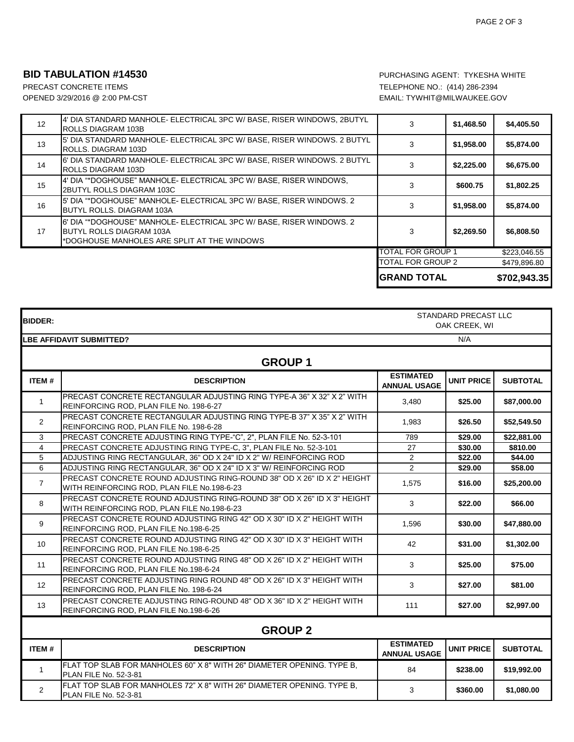## BID TABULATION #14530

PRECAST CONCRETE ITEMS
OPENED 3/29/2016 @ 2:00 PM-CST

PURCHASING AGENT: TYKESHA WHITE
TELEPHONE NO.: (414) 286-2394
EMAIL: TYWHIT@MILWAUKEE.GOV

| | | | | |
|---|---|---|---|---|
| 12 | 4' DIA STANDARD MANHOLE- ELECTRICAL 3PC W/ BASE, RISER WINDOWS, 2BUTYL ROLLS DIAGRAM 103B | 3 | $1,468.50 | $4,405.50 |
| 13 | 5' DIA STANDARD MANHOLE- ELECTRICAL 3PC W/ BASE, RISER WINDOWS. 2 BUTYL ROLLS. DIAGRAM 103D | 3 | $1,958.00 | $5,874.00 |
| 14 | 6' DIA STANDARD MANHOLE- ELECTRICAL 3PC W/ BASE, RISER WINDOWS. 2 BUTYL ROLLS DIAGRAM 103D | 3 | $2,225.00 | $6,675.00 |
| 15 | 4' DIA "*DOGHOUSE" MANHOLE- ELECTRICAL 3PC W/ BASE, RISER WINDOWS, 2BUTYL ROLLS DIAGRAM 103C | 3 | $600.75 | $1,802.25 |
| 16 | 5' DIA "*DOGHOUSE" MANHOLE- ELECTRICAL 3PC W/ BASE, RISER WINDOWS. 2 BUTYL ROLLS. DIAGRAM 103A | 3 | $1,958.00 | $5,874.00 |
| 17 | 6' DIA "*DOGHOUSE" MANHOLE- ELECTRICAL 3PC W/ BASE, RISER WINDOWS. 2 BUTYL ROLLS DIAGRAM 103A *DOGHOUSE MANHOLES ARE SPLIT AT THE WINDOWS | 3 | $2,269.50 | $6,808.50 |
| | | TOTAL FOR GROUP 1 | | $223,046.55 |
| | | TOTAL FOR GROUP 2 | | $479,896.80 |
| | | **GRAND TOTAL** | | **$702,943.35** |

| | | | | |
|---|---|---|---|---|
| **BIDDER:** | | STANDARD PRECAST LLC OAK CREEK, WI | | |
| **LBE AFFIDAVIT SUBMITTED?** | | N/A | | |
| **GROUP 1** | | | | |
| **ITEM #** | **DESCRIPTION** | **ESTIMATED ANNUAL USAGE** | **UNIT PRICE** | **SUBTOTAL** |
| 1 | PRECAST CONCRETE RECTANGULAR ADJUSTING RING TYPE-A 36" X 32" X 2" WITH REINFORCING ROD, PLAN FILE No. 198-6-27 | 3,480 | $25.00 | $87,000.00 |
| 2 | PRECAST CONCRETE RECTANGULAR ADJUSTING RING TYPE-B 37" X 35" X 2" WITH REINFORCING ROD, PLAN FILE No. 198-6-28 | 1,983 | $26.50 | $52,549.50 |
| 3 | PRECAST CONCRETE ADJUSTING RING TYPE-"C", 2", PLAN FILE No. 52-3-101 | 789 | $29.00 | $22,881.00 |
| 4 | PRECAST CONCRETE ADJUSTING RING TYPE-C, 3", PLAN FILE No. 52-3-101 | 27 | $30.00 | $810.00 |
| 5 | ADJUSTING RING RECTANGULAR, 36" OD X 24" ID X 2" W/ REINFORCING ROD | 2 | $22.00 | $44.00 |
| 6 | ADJUSTING RING RECTANGULAR, 36" OD X 24" ID X 3" W/ REINFORCING ROD | 2 | $29.00 | $58.00 |
| 7 | PRECAST CONCRETE ROUND ADJUSTING RING-ROUND 38" OD X 26" ID X 2" HEIGHT WITH REINFORCING ROD, PLAN FILE No.198-6-23 | 1,575 | $16.00 | $25,200.00 |
| 8 | PRECAST CONCRETE ROUND ADJUSTING RING-ROUND 38" OD X 26" ID X 3" HEIGHT WITH REINFORCING ROD, PLAN FILE No.198-6-23 | 3 | $22.00 | $66.00 |
| 9 | PRECAST CONCRETE ROUND ADJUSTING RING 42" OD X 30" ID X 2" HEIGHT WITH REINFORCING ROD, PLAN FILE No.198-6-25 | 1,596 | $30.00 | $47,880.00 |
| 10 | PRECAST CONCRETE ROUND ADJUSTING RING 42" OD X 30" ID X 3" HEIGHT WITH REINFORCING ROD, PLAN FILE No.198-6-25 | 42 | $31.00 | $1,302.00 |
| 11 | PRECAST CONCRETE ROUND ADJUSTING RING 48" OD X 26" ID X 2" HEIGHT WITH REINFORCING ROD, PLAN FILE No.198-6-24 | 3 | $25.00 | $75.00 |
| 12 | PRECAST CONCRETE ADJUSTING RING ROUND 48" OD X 26" ID X 3" HEIGHT WITH REINFORCING ROD, PLAN FILE No. 198-6-24 | 3 | $27.00 | $81.00 |
| 13 | PRECAST CONCRETE ADJUSTING RING-ROUND 48" OD X 36" ID X 2" HEIGHT WITH REINFORCING ROD, PLAN FILE No.198-6-26 | 111 | $27.00 | $2,997.00 |
| **GROUP 2** | | | | |
| **ITEM #** | **DESCRIPTION** | **ESTIMATED ANNUAL USAGE** | **UNIT PRICE** | **SUBTOTAL** |
| 1 | FLAT TOP SLAB FOR MANHOLES 60" X 8" WITH 26" DIAMETER OPENING. TYPE B, PLAN FILE No. 52-3-81 | 84 | $238.00 | $19,992.00 |
| 2 | FLAT TOP SLAB FOR MANHOLES 72" X 8" WITH 26" DIAMETER OPENING. TYPE B, PLAN FILE No. 52-3-81 | 3 | $360.00 | $1,080.00 |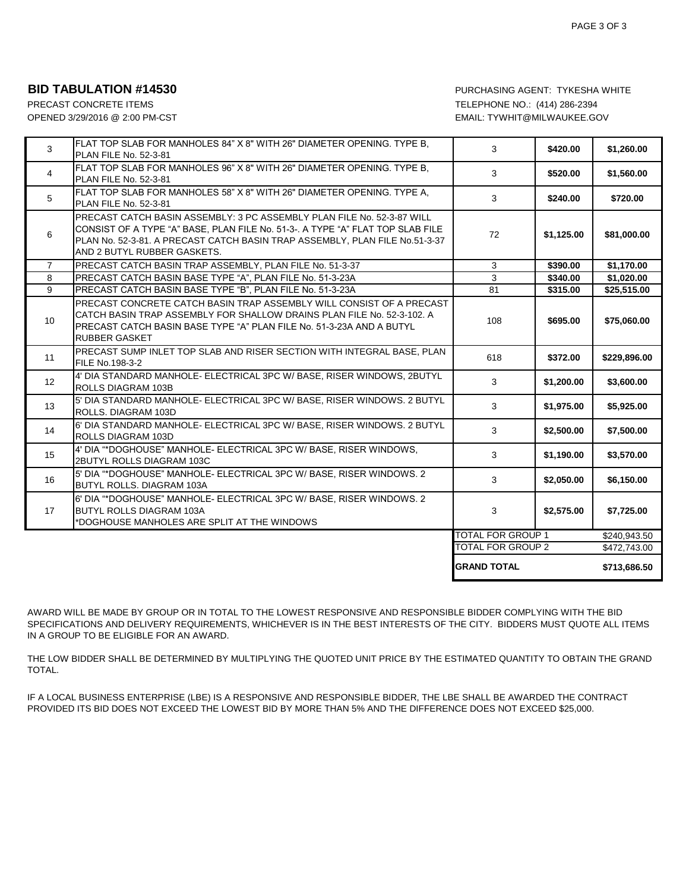**BID TABULATION #14530**

PRECAST CONCRETE ITEMS
OPENED 3/29/2016 @ 2:00 PM-CST

PURCHASING AGENT: TYKESHA WHITE
TELEPHONE NO.: (414) 286-2394
EMAIL: TYWHIT@MILWAUKEE.GOV

| | | | | |
|---|---|---|---|---|
| 3 | FLAT TOP SLAB FOR MANHOLES 84" X 8" WITH 26" DIAMETER OPENING. TYPE B, PLAN FILE No. 52-3-81 | 3 | **$420.00** | **$1,260.00** |
| 4 | FLAT TOP SLAB FOR MANHOLES 96" X 8" WITH 26" DIAMETER OPENING. TYPE B, PLAN FILE No. 52-3-81 | 3 | **$520.00** | **$1,560.00** |
| 5 | FLAT TOP SLAB FOR MANHOLES 58" X 8" WITH 26" DIAMETER OPENING. TYPE A, PLAN FILE No. 52-3-81 | 3 | **$240.00** | **$720.00** |
| 6 | PRECAST CATCH BASIN ASSEMBLY: 3 PC ASSEMBLY PLAN FILE No. 52-3-87 WILL CONSIST OF A TYPE "A" BASE, PLAN FILE No. 51-3-. A TYPE "A" FLAT TOP SLAB FILE PLAN No. 52-3-81. A PRECAST CATCH BASIN TRAP ASSEMBLY, PLAN FILE No.51-3-37 AND 2 BUTYL RUBBER GASKETS. | 72 | **$1,125.00** | **$81,000.00** |
| 7 | PRECAST CATCH BASIN TRAP ASSEMBLY, PLAN FILE No. 51-3-37 | 3 | **$390.00** | **$1,170.00** |
| 8 | PRECAST CATCH BASIN BASE TYPE "A", PLAN FILE No. 51-3-23A | 3 | **$340.00** | **$1,020.00** |
| 9 | PRECAST CATCH BASIN BASE TYPE "B", PLAN FILE No. 51-3-23A | 81 | **$315.00** | **$25,515.00** |
| 10 | PRECAST CONCRETE CATCH BASIN TRAP ASSEMBLY WILL CONSIST OF A PRECAST CATCH BASIN TRAP ASSEMBLY FOR SHALLOW DRAINS PLAN FILE No. 52-3-102. A PRECAST CATCH BASIN BASE TYPE "A" PLAN FILE No. 51-3-23A AND A BUTYL RUBBER GASKET | 108 | **$695.00** | **$75,060.00** |
| 11 | PRECAST SUMP INLET TOP SLAB AND RISER SECTION WITH INTEGRAL BASE, PLAN FILE No.198-3-2 | 618 | **$372.00** | **$229,896.00** |
| 12 | 4' DIA STANDARD MANHOLE- ELECTRICAL 3PC W/ BASE, RISER WINDOWS, 2BUTYL ROLLS DIAGRAM 103B | 3 | **$1,200.00** | **$3,600.00** |
| 13 | 5' DIA STANDARD MANHOLE- ELECTRICAL 3PC W/ BASE, RISER WINDOWS. 2 BUTYL ROLLS. DIAGRAM 103D | 3 | **$1,975.00** | **$5,925.00** |
| 14 | 6' DIA STANDARD MANHOLE- ELECTRICAL 3PC W/ BASE, RISER WINDOWS. 2 BUTYL ROLLS DIAGRAM 103D | 3 | **$2,500.00** | **$7,500.00** |
| 15 | 4' DIA "*DOGHOUSE" MANHOLE- ELECTRICAL 3PC W/ BASE, RISER WINDOWS, 2BUTYL ROLLS DIAGRAM 103C | 3 | **$1,190.00** | **$3,570.00** |
| 16 | 5' DIA "*DOGHOUSE" MANHOLE- ELECTRICAL 3PC W/ BASE, RISER WINDOWS. 2 BUTYL ROLLS. DIAGRAM 103A | 3 | **$2,050.00** | **$6,150.00** |
| 17 | 6' DIA "*DOGHOUSE" MANHOLE- ELECTRICAL 3PC W/ BASE, RISER WINDOWS. 2 BUTYL ROLLS DIAGRAM 103A *DOGHOUSE MANHOLES ARE SPLIT AT THE WINDOWS | 3 | **$2,575.00** | **$7,725.00** |
| | | TOTAL FOR GROUP 1 | | $240,943.50 |
| | | TOTAL FOR GROUP 2 | | $472,743.00 |
| | | **GRAND TOTAL** | | **$713,686.50** |

AWARD WILL BE MADE BY GROUP OR IN TOTAL TO THE LOWEST RESPONSIVE AND RESPONSIBLE BIDDER COMPLYING WITH THE BID SPECIFICATIONS AND DELIVERY REQUIREMENTS, WHICHEVER IS IN THE BEST INTERESTS OF THE CITY. BIDDERS MUST QUOTE ALL ITEMS IN A GROUP TO BE ELIGIBLE FOR AN AWARD.

THE LOW BIDDER SHALL BE DETERMINED BY MULTIPLYING THE QUOTED UNIT PRICE BY THE ESTIMATED QUANTITY TO OBTAIN THE GRAND TOTAL.

IF A LOCAL BUSINESS ENTERPRISE (LBE) IS A RESPONSIVE AND RESPONSIBLE BIDDER, THE LBE SHALL BE AWARDED THE CONTRACT PROVIDED ITS BID DOES NOT EXCEED THE LOWEST BID BY MORE THAN 5% AND THE DIFFERENCE DOES NOT EXCEED $25,000.